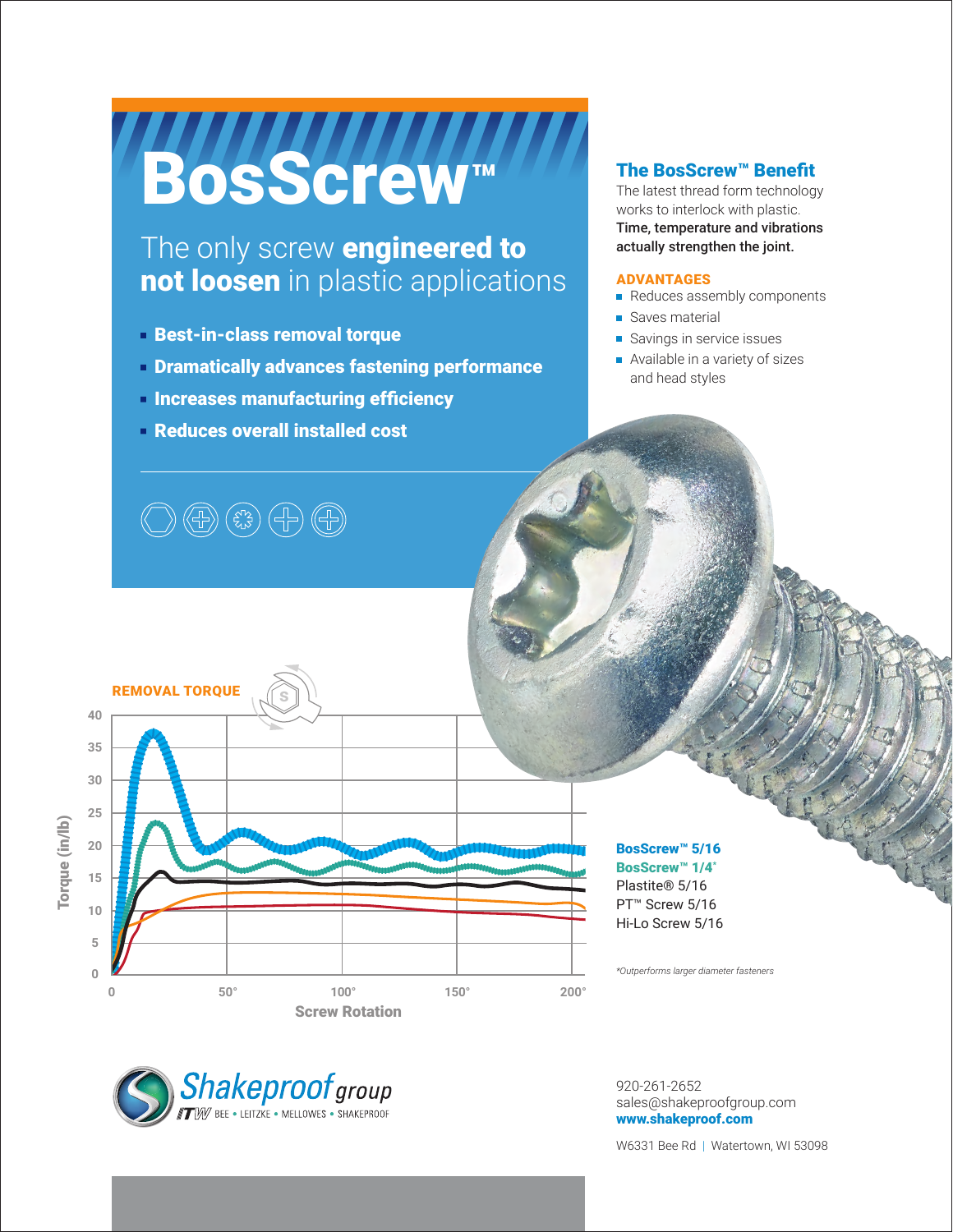# BosScrew™

## The only screw **engineered to not loosen** in plastic applications

- **Best-in-class removal torque**
- **Dramatically advances fastening performance**
- **Increases manufacturing efficiency**
- **Reduces overall installed cost**

### The BosScrew™ Benefit

The latest thread form technology works to interlock with plastic. **Time, temperature and vibrations actually strengthen the joint.**

**ADVANTAGES**

- Reduces assembly components
- Saves material
- Savings in service issues
- Available in a variety of sizes and head styles

**REMOVAL TORQUE**

Torque (in/lb) vs. Screw Rotation (0 to 200°)

- BosScrew™ 5/16
- BosScrew™ 1/4*
- Plastite® 5/16
- PT™ Screw 5/16
- Hi-Lo Screw 5/16

*Outperforms larger diameter fasteners*

Shakeproof group
ITW BEE • LEITZKE • MELLOWES • SHAKEPROOF

920-261-2652
sales@shakeproofgroup.com
**www.shakeproof.com**

W6331 Bee Rd | Watertown, WI 53098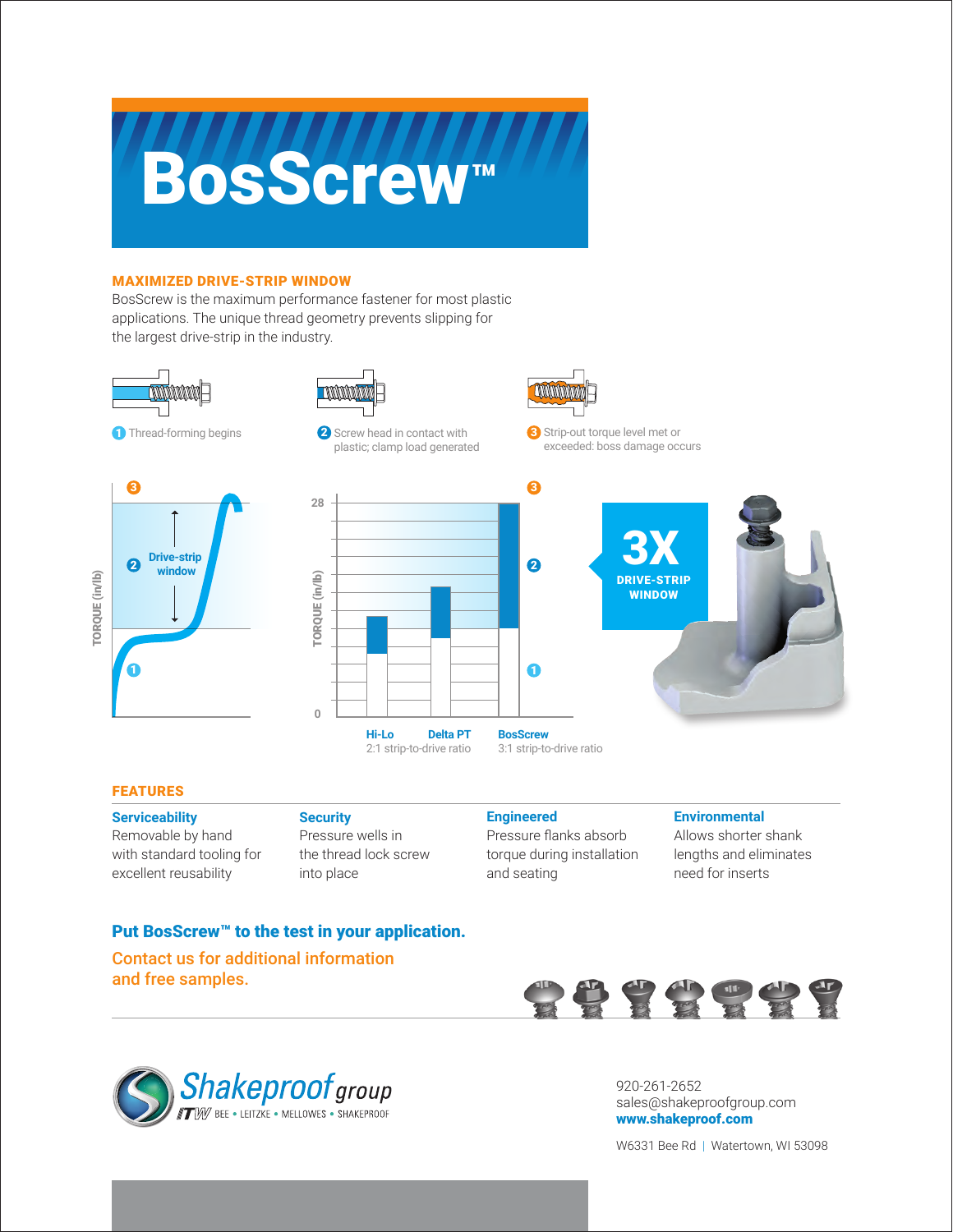# BosScrew™

## MAXIMIZED DRIVE-STRIP WINDOW

BosScrew is the maximum performance fastener for most plastic applications. The unique thread geometry prevents slipping for the largest drive-strip in the industry.

1 Thread-forming begins

2 Screw head in contact with plastic; clamp load generated

3 Strip-out torque level met or exceeded: boss damage occurs

TORQUE (in/lb)

3

2 Drive-strip window

1

28

TORQUE (in/lb)

0

3

2

1

Hi-Lo

Delta PT

2:1 strip-to-drive ratio

BosScrew

3:1 strip-to-drive ratio

3X DRIVE-STRIP WINDOW

## FEATURES

**Serviceability**
Removable by hand with standard tooling for excellent reusability

**Security**
Pressure wells in the thread lock screw into place

**Engineered**
Pressure flanks absorb torque during installation and seating

**Environmental**
Allows shorter shank lengths and eliminates need for inserts

**Put BosScrew™ to the test in your application.**

Contact us for additional information and free samples.

Shakeproof group
ITW BEE • LEITZKE • MELLOWES • SHAKEPROOF

920-261-2652
sales@shakeproofgroup.com
**www.shakeproof.com**

W6331 Bee Rd | Watertown, WI 53098